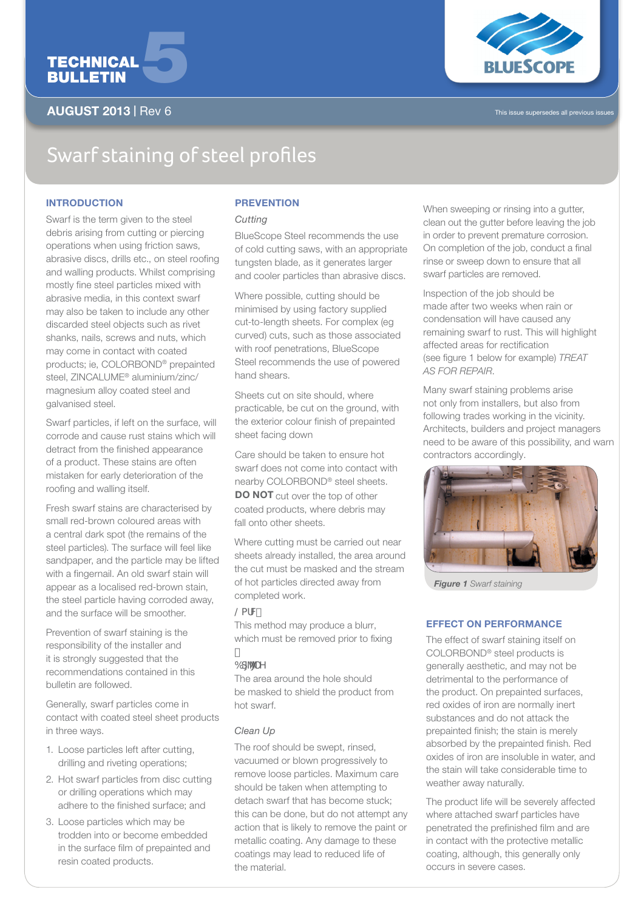# TECHNICAL BULLETIN 5

**AUGUST 2013** | Rev 6

This issue supersedes all previous issues

# Swarf staining of steel profiles

## INTRODUCTION

Swarf is the term given to the steel debris arising from cutting or piercing operations when using friction saws, abrasive discs, drills etc., on steel roofing and walling products. Whilst comprising mostly fine steel particles mixed with abrasive media, in this context swarf may also be taken to include any other discarded steel objects such as rivet shanks, nails, screws and nuts, which may come in contact with coated products; ie, COLORBOND® prepainted steel, ZINCALUME® aluminium/zinc/ magnesium alloy coated steel and galvanised steel.

Swarf particles, if left on the surface, will corrode and cause rust stains which will detract from the finished appearance of a product. These stains are often mistaken for early deterioration of the roofing and walling itself.

Fresh swarf stains are characterised by small red-brown coloured areas with a central dark spot (the remains of the steel particles). The surface will feel like sandpaper, and the particle may be lifted with a fingernail. An old swarf stain will appear as a localised red-brown stain, the steel particle having corroded away, and the surface will be smoother.

Prevention of swarf staining is the responsibility of the installer and it is strongly suggested that the recommendations contained in this bulletin are followed.

Generally, swarf particles come in contact with coated steel sheet products in three ways.

1. Loose particles left after cutting, drilling and riveting operations;
2. Hot swarf particles from disc cutting or drilling operations which may adhere to the finished surface; and
3. Loose particles which may be trodden into or become embedded in the surface film of prepainted and resin coated products.

## PREVENTION

*Cutting*

BlueScope Steel recommends the use of cold cutting saws, with an appropriate tungsten blade, as it generates larger and cooler particles than abrasive discs.

Where possible, cutting should be minimised by using factory supplied cut-to-length sheets. For complex (eg curved) cuts, such as those associated with roof penetrations, BlueScope Steel recommends the use of powered hand shears.

Sheets cut on site should, where practicable, be cut on the ground, with the exterior colour finish of prepainted sheet facing down

Care should be taken to ensure hot swarf does not come into contact with nearby COLORBOND® steel sheets. **DO NOT** cut over the top of other coated products, where debris may fall onto other sheets.

Where cutting must be carried out near sheets already installed, the area around the cut must be masked and the stream of hot particles directed away from completed work.

/ PUF

This method may produce a blurr, which must be removed prior to fixing

%SJMMJOH

The area around the hole should be masked to shield the product from hot swarf.

*Clean Up*

The roof should be swept, rinsed, vacuumed or blown progressively to remove loose particles. Maximum care should be taken when attempting to detach swarf that has become stuck; this can be done, but do not attempt any action that is likely to remove the paint or metallic coating. Any damage to these coatings may lead to reduced life of the material.

When sweeping or rinsing into a gutter, clean out the gutter before leaving the job in order to prevent premature corrosion. On completion of the job, conduct a final rinse or sweep down to ensure that all swarf particles are removed.

Inspection of the job should be made after two weeks when rain or condensation will have caused any remaining swarf to rust. This will highlight affected areas for rectification (see figure 1 below for example) *TREAT AS FOR REPAIR.*

Many swarf staining problems arise not only from installers, but also from following trades working in the vicinity. Architects, builders and project managers need to be aware of this possibility, and warn contractors accordingly.

***Figure 1*** *Swarf staining*

## EFFECT ON PERFORMANCE

The effect of swarf staining itself on COLORBOND® steel products is generally aesthetic, and may not be detrimental to the performance of the product. On prepainted surfaces, red oxides of iron are normally inert substances and do not attack the prepainted finish; the stain is merely absorbed by the prepainted finish. Red oxides of iron are insoluble in water, and the stain will take considerable time to weather away naturally.

The product life will be severely affected where attached swarf particles have penetrated the prefinished film and are in contact with the protective metallic coating, although, this generally only occurs in severe cases.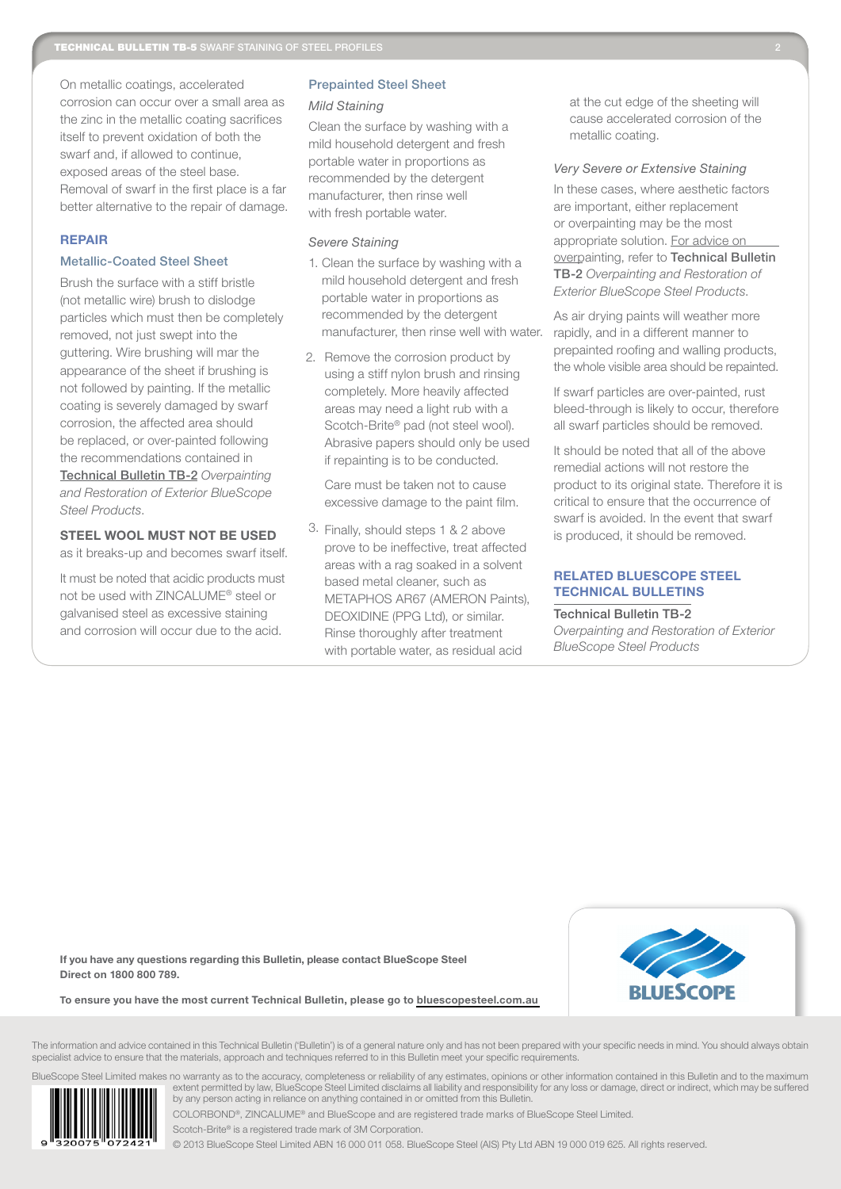On metallic coatings, accelerated corrosion can occur over a small area as the zinc in the metallic coating sacrifices itself to prevent oxidation of both the swarf and, if allowed to continue, exposed areas of the steel base. Removal of swarf in the first place is a far better alternative to the repair of damage.

## REPAIR

### Metallic-Coated Steel Sheet

Brush the surface with a stiff bristle (not metallic wire) brush to dislodge particles which must then be completely removed, not just swept into the guttering. Wire brushing will mar the appearance of the sheet if brushing is not followed by painting. If the metallic coating is severely damaged by swarf corrosion, the affected area should be replaced, or over-painted following the recommendations contained in Technical Bulletin TB-2 *Overpainting and Restoration of Exterior BlueScope Steel Products*.

**STEEL WOOL MUST NOT BE USED** as it breaks-up and becomes swarf itself.

It must be noted that acidic products must not be used with ZINCALUME® steel or galvanised steel as excessive staining and corrosion will occur due to the acid.

### Prepainted Steel Sheet

*Mild Staining*

Clean the surface by washing with a mild household detergent and fresh portable water in proportions as recommended by the detergent manufacturer, then rinse well with fresh portable water.

*Severe Staining*

1. Clean the surface by washing with a mild household detergent and fresh portable water in proportions as recommended by the detergent manufacturer, then rinse well with water.
2. Remove the corrosion product by using a stiff nylon brush and rinsing completely. More heavily affected areas may need a light rub with a Scotch-Brite® pad (not steel wool). Abrasive papers should only be used if repainting is to be conducted.

   Care must be taken not to cause excessive damage to the paint film.
3. Finally, should steps 1 & 2 above prove to be ineffective, treat affected areas with a rag soaked in a solvent based metal cleaner, such as METAPHOS AR67 (AMERON Paints), DEOXIDINE (PPG Ltd), or similar. Rinse thoroughly after treatment with portable water, as residual acid at the cut edge of the sheeting will cause accelerated corrosion of the metallic coating.

*Very Severe or Extensive Staining*

In these cases, where aesthetic factors are important, either replacement or overpainting may be the most appropriate solution. For advice on overpainting, refer to **Technical Bulletin TB-2** *Overpainting and Restoration of Exterior BlueScope Steel Products*.

As air drying paints will weather more rapidly, and in a different manner to prepainted roofing and walling products, the whole visible area should be repainted.

If swarf particles are over-painted, rust bleed-through is likely to occur, therefore all swarf particles should be removed.

It should be noted that all of the above remedial actions will not restore the product to its original state. Therefore it is critical to ensure that the occurrence of swarf is avoided. In the event that swarf is produced, it should be removed.

## RELATED BLUESCOPE STEEL TECHNICAL BULLETINS

Technical Bulletin TB-2
*Overpainting and Restoration of Exterior BlueScope Steel Products*

**If you have any questions regarding this Bulletin, please contact BlueScope Steel Direct on 1800 800 789.**

**To ensure you have the most current Technical Bulletin, please go to bluescopesteel.com.au**

The information and advice contained in this Technical Bulletin ('Bulletin') is of a general nature only and has not been prepared with your specific needs in mind. You should always obtain specialist advice to ensure that the materials, approach and techniques referred to in this Bulletin meet your specific requirements.

BlueScope Steel Limited makes no warranty as to the accuracy, completeness or reliability of any estimates, opinions or other information contained in this Bulletin and to the maximum extent permitted by law, BlueScope Steel Limited disclaims all liability and responsibility for any loss or damage, direct or indirect, which may be suffered by any person acting in reliance on anything contained in or omitted from this Bulletin.

COLORBOND®, ZINCALUME® and BlueScope and are registered trade marks of BlueScope Steel Limited.

Scotch-Brite® is a registered trade mark of 3M Corporation.

© 2013 BlueScope Steel Limited ABN 16 000 011 058. BlueScope Steel (AIS) Pty Ltd ABN 19 000 019 625. All rights reserved.

9 320075 072421